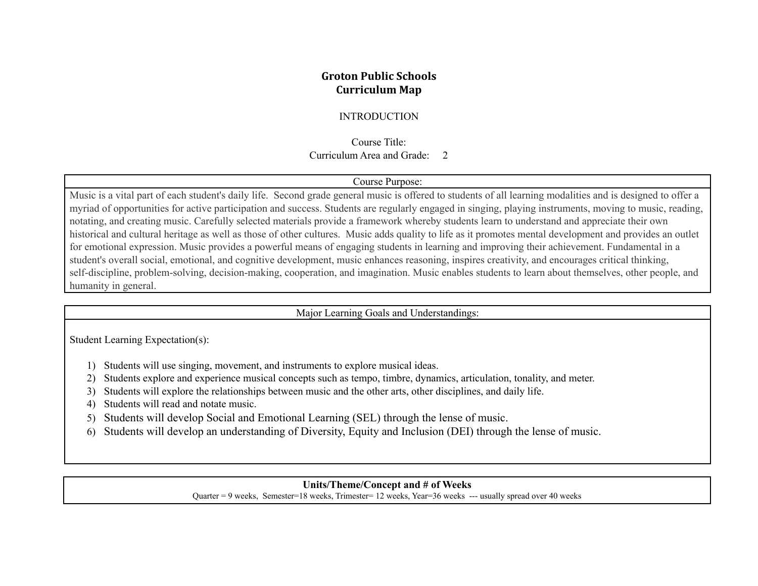# Groton Public Schools
## Curriculum Map

INTRODUCTION

Course Title:

Curriculum Area and Grade: 2

| Course Purpose: |
|---|
| Music is a vital part of each student's daily life. Second grade general music is offered to students of all learning modalities and is designed to offer a myriad of opportunities for active participation and success. Students are regularly engaged in singing, playing instruments, moving to music, reading, notating, and creating music. Carefully selected materials provide a framework whereby students learn to understand and appreciate their own historical and cultural heritage as well as those of other cultures. Music adds quality to life as it promotes mental development and provides an outlet for emotional expression. Music provides a powerful means of engaging students in learning and improving their achievement. Fundamental in a student's overall social, emotional, and cognitive development, music enhances reasoning, inspires creativity, and encourages critical thinking, self-discipline, problem-solving, decision-making, cooperation, and imagination. Music enables students to learn about themselves, other people, and humanity in general. |

| Major Learning Goals and Understandings: |
|---|
| Student Learning Expectation(s):<br><br>1) Students will use singing, movement, and instruments to explore musical ideas.<br>2) Students explore and experience musical concepts such as tempo, timbre, dynamics, articulation, tonality, and meter.<br>3) Students will explore the relationships between music and the other arts, other disciplines, and daily life.<br>4) Students will read and notate music.<br>5) Students will develop Social and Emotional Learning (SEL) through the lense of music.<br>6) Students will develop an understanding of Diversity, Equity and Inclusion (DEI) through the lense of music. |

| **Units/Theme/Concept and # of Weeks** |
|---|
| Quarter = 9 weeks, Semester=18 weeks, Trimester= 12 weeks, Year=36 weeks --- usually spread over 40 weeks |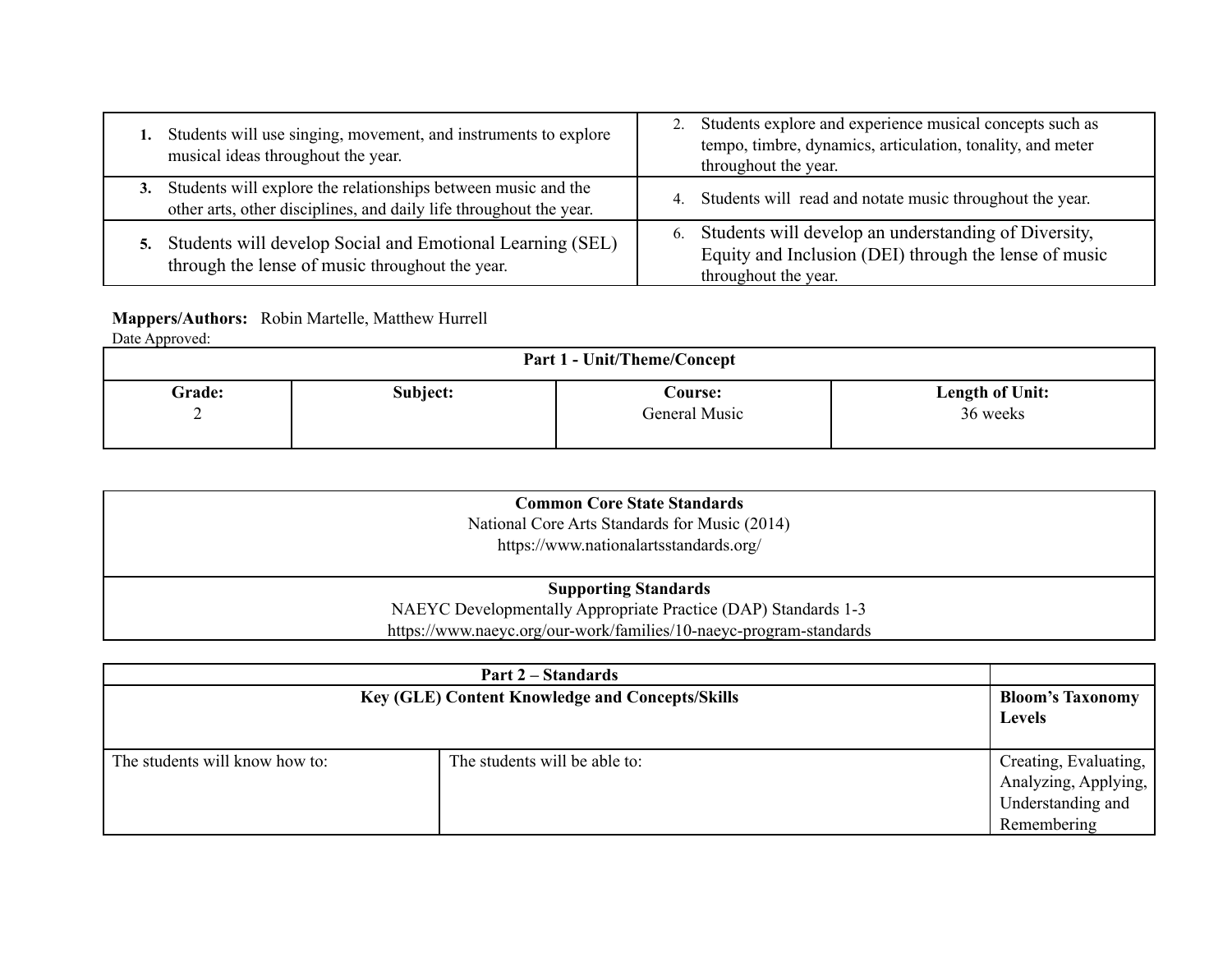| | |
|---|---|
| 1. Students will use singing, movement, and instruments to explore musical ideas throughout the year. | 2. Students explore and experience musical concepts such as tempo, timbre, dynamics, articulation, tonality, and meter throughout the year. |
| 3. Students will explore the relationships between music and the other arts, other disciplines, and daily life throughout the year. | 4. Students will read and notate music throughout the year. |
| 5. Students will develop Social and Emotional Learning (SEL) through the lense of music throughout the year. | 6. Students will develop an understanding of Diversity, Equity and Inclusion (DEI) through the lense of music throughout the year. |

**Mappers/Authors:** Robin Martelle, Matthew Hurrell
Date Approved:

| **Part 1 - Unit/Theme/Concept** | | | |
|---|---|---|---|
| **Grade:** 2 | **Subject:** | **Course:** General Music | **Length of Unit:** 36 weeks |

| **Common Core State Standards** National Core Arts Standards for Music (2014) https://www.nationalartsstandards.org/ |
|---|
| **Supporting Standards** NAEYC Developmentally Appropriate Practice (DAP) Standards 1-3 https://www.naeyc.org/our-work/families/10-naeyc-program-standards |

| **Part 2 – Standards** | | |
|---|---|---|
| **Key (GLE) Content Knowledge and Concepts/Skills** | | **Bloom's Taxonomy Levels** |
| The students will know how to: | The students will be able to: | Creating, Evaluating, Analyzing, Applying, Understanding and Remembering |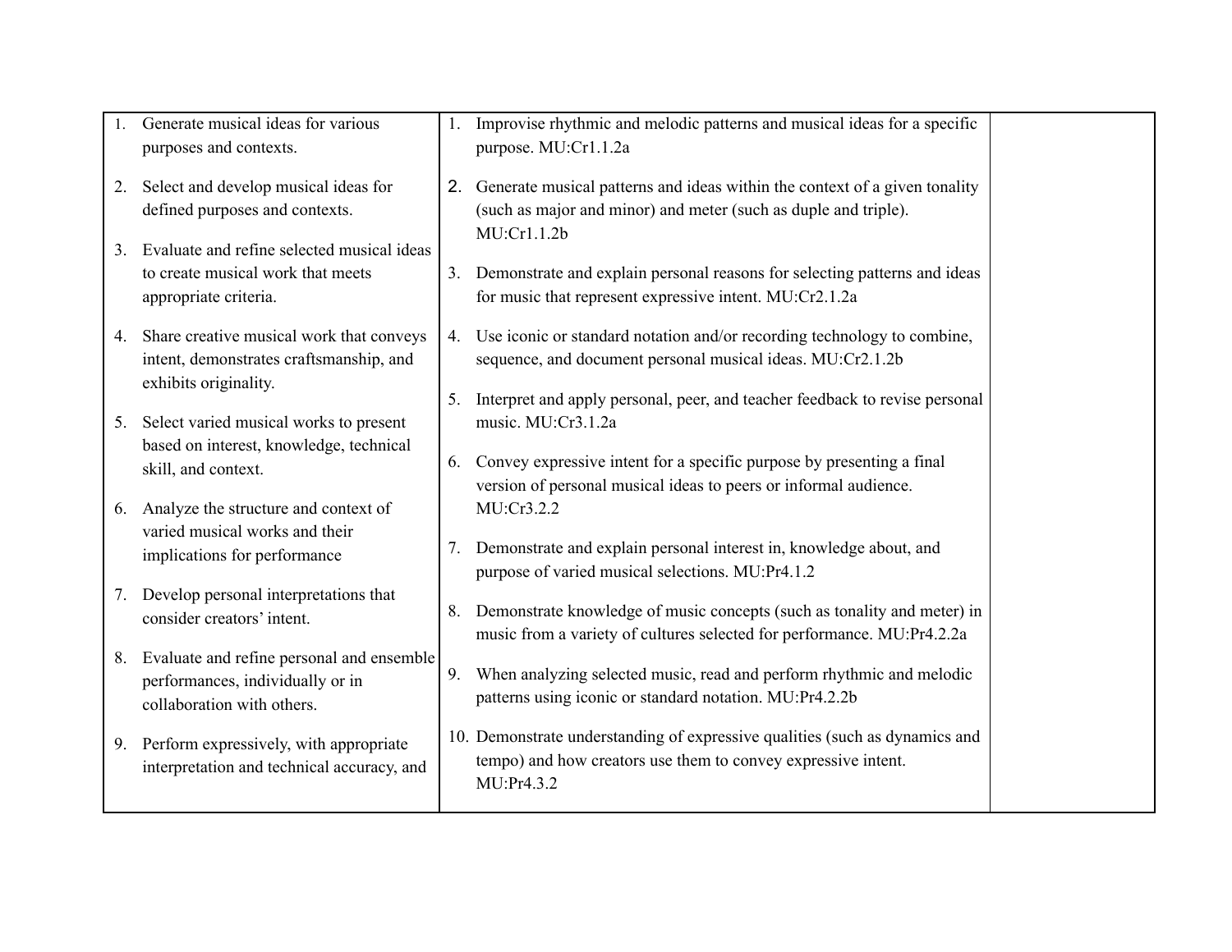| | | |
|---|---|---|
| 1. Generate musical ideas for various purposes and contexts.<br><br>2. Select and develop musical ideas for defined purposes and contexts.<br><br>3. Evaluate and refine selected musical ideas to create musical work that meets appropriate criteria.<br><br>4. Share creative musical work that conveys intent, demonstrates craftsmanship, and exhibits originality.<br><br>5. Select varied musical works to present based on interest, knowledge, technical skill, and context.<br><br>6. Analyze the structure and context of varied musical works and their implications for performance<br><br>7. Develop personal interpretations that consider creators' intent.<br><br>8. Evaluate and refine personal and ensemble performances, individually or in collaboration with others.<br><br>9. Perform expressively, with appropriate interpretation and technical accuracy, and | 1. Improvise rhythmic and melodic patterns and musical ideas for a specific purpose. MU:Cr1.1.2a<br><br>2. Generate musical patterns and ideas within the context of a given tonality (such as major and minor) and meter (such as duple and triple). MU:Cr1.1.2b<br><br>3. Demonstrate and explain personal reasons for selecting patterns and ideas for music that represent expressive intent. MU:Cr2.1.2a<br><br>4. Use iconic or standard notation and/or recording technology to combine, sequence, and document personal musical ideas. MU:Cr2.1.2b<br><br>5. Interpret and apply personal, peer, and teacher feedback to revise personal music. MU:Cr3.1.2a<br><br>6. Convey expressive intent for a specific purpose by presenting a final version of personal musical ideas to peers or informal audience. MU:Cr3.2.2<br><br>7. Demonstrate and explain personal interest in, knowledge about, and purpose of varied musical selections. MU:Pr4.1.2<br><br>8. Demonstrate knowledge of music concepts (such as tonality and meter) in music from a variety of cultures selected for performance. MU:Pr4.2.2a<br><br>9. When analyzing selected music, read and perform rhythmic and melodic patterns using iconic or standard notation. MU:Pr4.2.2b<br><br>10. Demonstrate understanding of expressive qualities (such as dynamics and tempo) and how creators use them to convey expressive intent. MU:Pr4.3.2 | |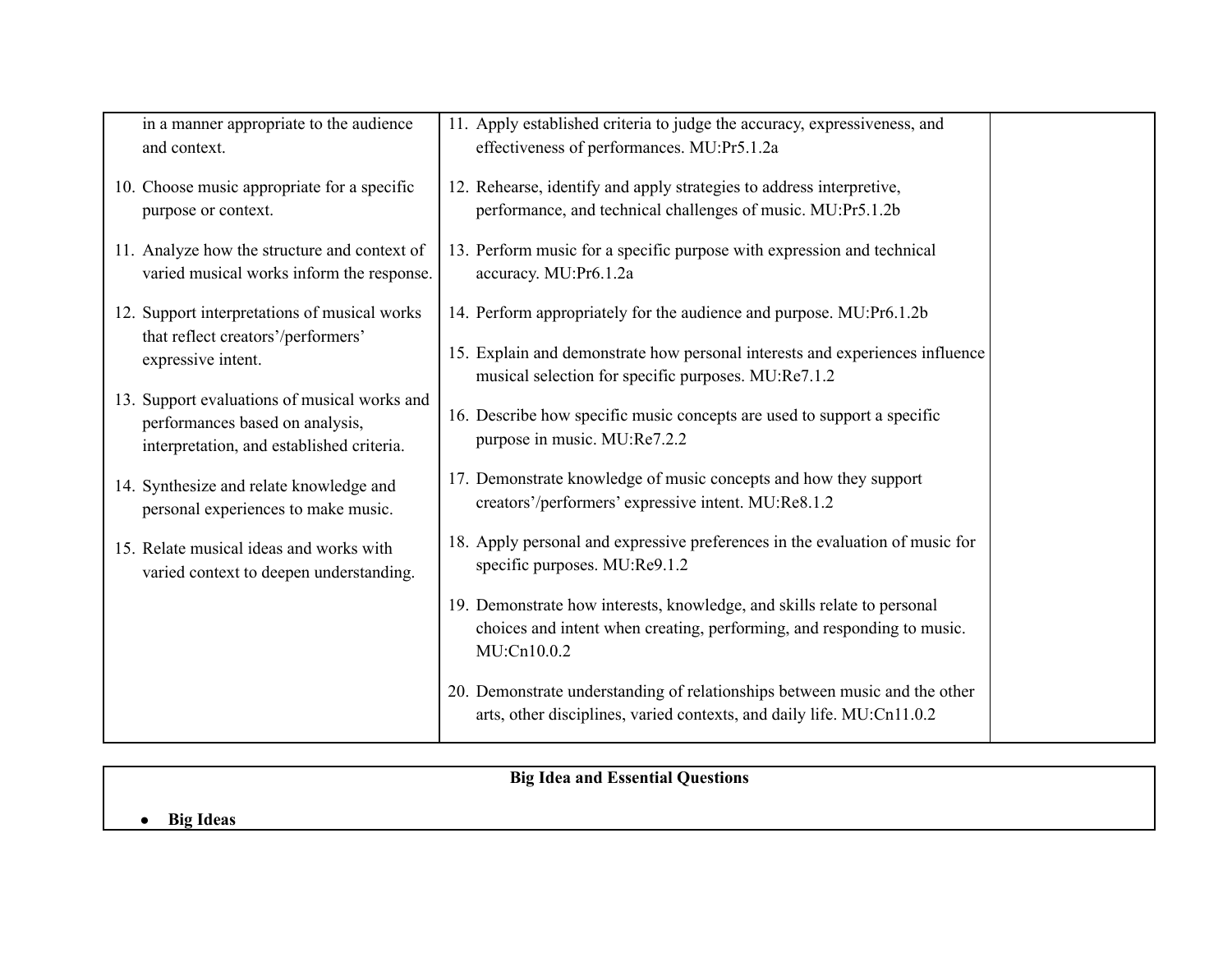| | | |
|---|---|---|
| in a manner appropriate to the audience and context.<br><br>10. Choose music appropriate for a specific purpose or context.<br><br>11. Analyze how the structure and context of varied musical works inform the response.<br><br>12. Support interpretations of musical works that reflect creators'/performers' expressive intent.<br><br>13. Support evaluations of musical works and performances based on analysis, interpretation, and established criteria.<br><br>14. Synthesize and relate knowledge and personal experiences to make music.<br><br>15. Relate musical ideas and works with varied context to deepen understanding. | 11. Apply established criteria to judge the accuracy, expressiveness, and effectiveness of performances. MU:Pr5.1.2a<br><br>12. Rehearse, identify and apply strategies to address interpretive, performance, and technical challenges of music. MU:Pr5.1.2b<br><br>13. Perform music for a specific purpose with expression and technical accuracy. MU:Pr6.1.2a<br><br>14. Perform appropriately for the audience and purpose. MU:Pr6.1.2b<br><br>15. Explain and demonstrate how personal interests and experiences influence musical selection for specific purposes. MU:Re7.1.2<br><br>16. Describe how specific music concepts are used to support a specific purpose in music. MU:Re7.2.2<br><br>17. Demonstrate knowledge of music concepts and how they support creators'/performers' expressive intent. MU:Re8.1.2<br><br>18. Apply personal and expressive preferences in the evaluation of music for specific purposes. MU:Re9.1.2<br><br>19. Demonstrate how interests, knowledge, and skills relate to personal choices and intent when creating, performing, and responding to music. MU:Cn10.0.2<br><br>20. Demonstrate understanding of relationships between music and the other arts, other disciplines, varied contexts, and daily life. MU:Cn11.0.2 | |

| **Big Idea and Essential Questions** |
|---|
| • **Big Ideas** |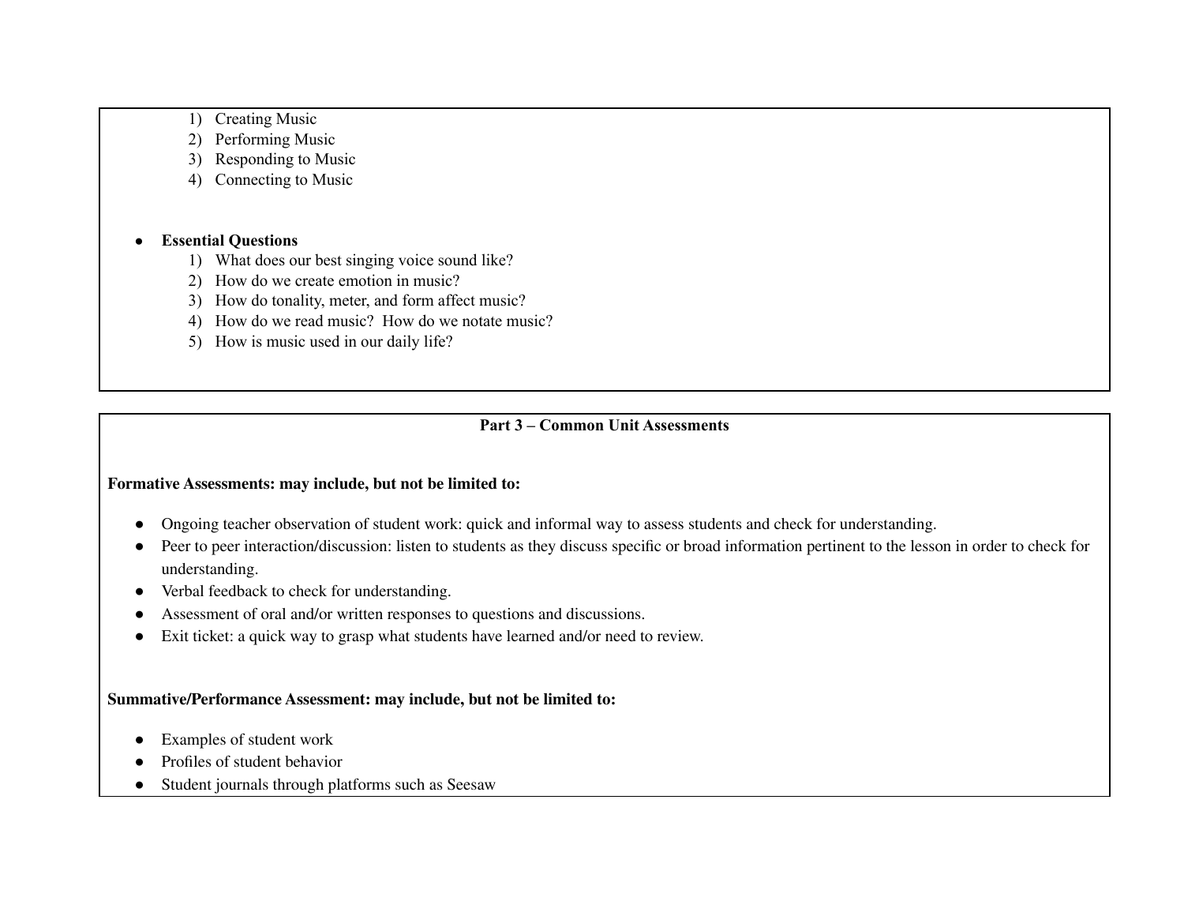1) Creating Music
2) Performing Music
3) Responding to Music
4) Connecting to Music

- **Essential Questions**
    1) What does our best singing voice sound like?
    2) How do we create emotion in music?
    3) How do tonality, meter, and form affect music?
    4) How do we read music? How do we notate music?
    5) How is music used in our daily life?

## Part 3 – Common Unit Assessments

**Formative Assessments: may include, but not be limited to:**

- Ongoing teacher observation of student work: quick and informal way to assess students and check for understanding.
- Peer to peer interaction/discussion: listen to students as they discuss specific or broad information pertinent to the lesson in order to check for understanding.
- Verbal feedback to check for understanding.
- Assessment of oral and/or written responses to questions and discussions.
- Exit ticket: a quick way to grasp what students have learned and/or need to review.

**Summative/Performance Assessment: may include, but not be limited to:**

- Examples of student work
- Profiles of student behavior
- Student journals through platforms such as Seesaw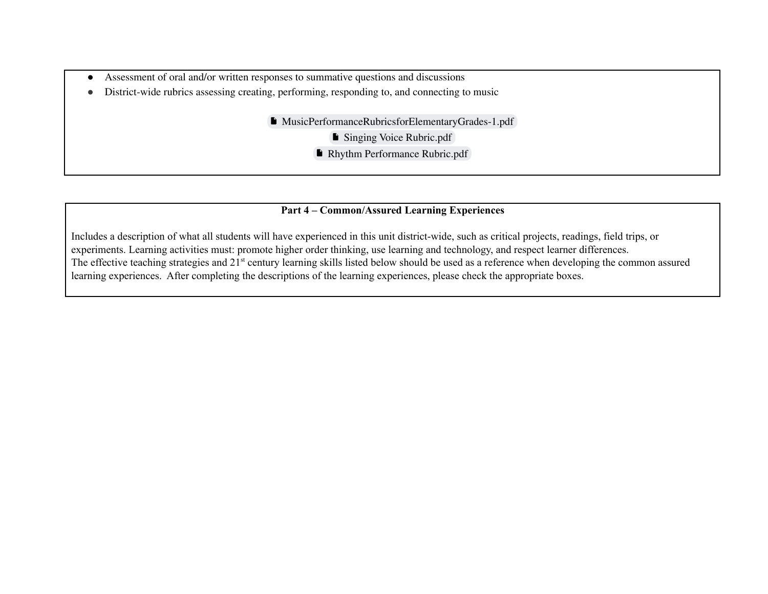- Assessment of oral and/or written responses to summative questions and discussions
- District-wide rubrics assessing creating, performing, responding to, and connecting to music

MusicPerformanceRubricsforElementaryGrades-1.pdf

Singing Voice Rubric.pdf

Rhythm Performance Rubric.pdf

**Part 4 – Common/Assured Learning Experiences**

Includes a description of what all students will have experienced in this unit district-wide, such as critical projects, readings, field trips, or experiments. Learning activities must: promote higher order thinking, use learning and technology, and respect learner differences.
The effective teaching strategies and 21st century learning skills listed below should be used as a reference when developing the common assured learning experiences. After completing the descriptions of the learning experiences, please check the appropriate boxes.